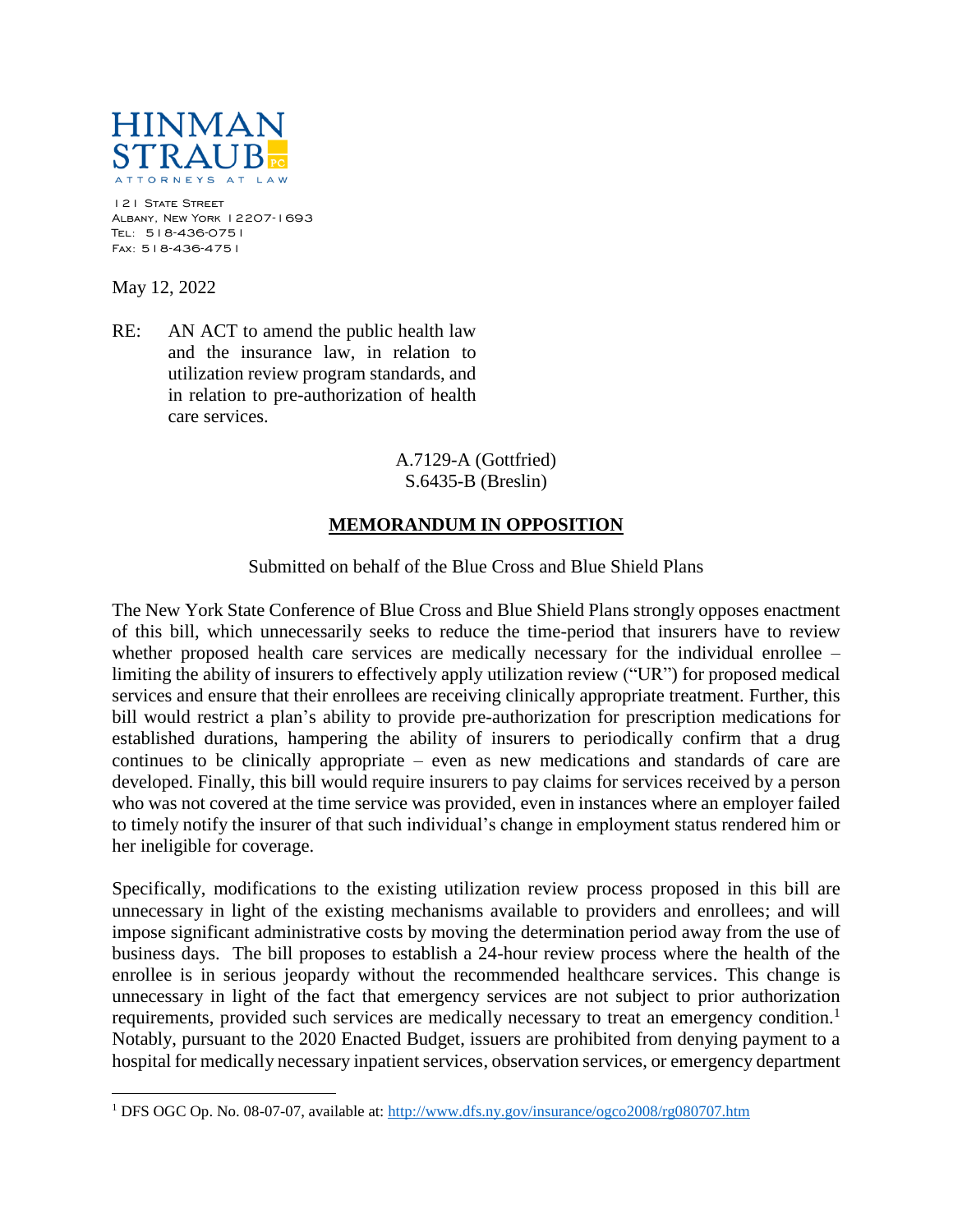HINMAN
STRAUB PC
ATTORNEYS AT LAW

121 State Street
Albany, New York 12207-1693
Tel: 518-436-0751
Fax: 518-436-4751

May 12, 2022

RE: AN ACT to amend the public health law and the insurance law, in relation to utilization review program standards, and in relation to pre-authorization of health care services.

A.7129-A (Gottfried)
S.6435-B (Breslin)

**MEMORANDUM IN OPPOSITION**

Submitted on behalf of the Blue Cross and Blue Shield Plans

The New York State Conference of Blue Cross and Blue Shield Plans strongly opposes enactment of this bill, which unnecessarily seeks to reduce the time-period that insurers have to review whether proposed health care services are medically necessary for the individual enrollee – limiting the ability of insurers to effectively apply utilization review ("UR") for proposed medical services and ensure that their enrollees are receiving clinically appropriate treatment. Further, this bill would restrict a plan's ability to provide pre-authorization for prescription medications for established durations, hampering the ability of insurers to periodically confirm that a drug continues to be clinically appropriate – even as new medications and standards of care are developed. Finally, this bill would require insurers to pay claims for services received by a person who was not covered at the time service was provided, even in instances where an employer failed to timely notify the insurer of that such individual's change in employment status rendered him or her ineligible for coverage.

Specifically, modifications to the existing utilization review process proposed in this bill are unnecessary in light of the existing mechanisms available to providers and enrollees; and will impose significant administrative costs by moving the determination period away from the use of business days. The bill proposes to establish a 24-hour review process where the health of the enrollee is in serious jeopardy without the recommended healthcare services. This change is unnecessary in light of the fact that emergency services are not subject to prior authorization requirements, provided such services are medically necessary to treat an emergency condition.[1] Notably, pursuant to the 2020 Enacted Budget, issuers are prohibited from denying payment to a hospital for medically necessary inpatient services, observation services, or emergency department

[1] DFS OGC Op. No. 08-07-07, available at: http://www.dfs.ny.gov/insurance/ogco2008/rg080707.htm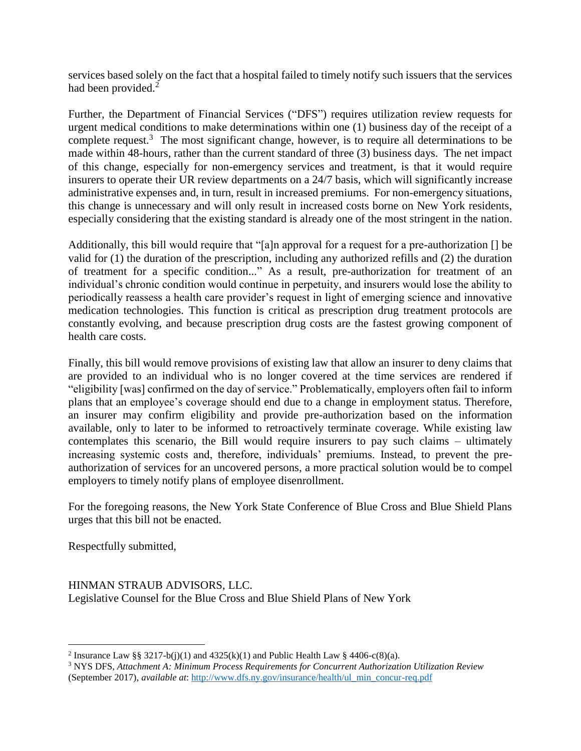services based solely on the fact that a hospital failed to timely notify such issuers that the services had been provided.[2]

Further, the Department of Financial Services ("DFS") requires utilization review requests for urgent medical conditions to make determinations within one (1) business day of the receipt of a complete request.[3] The most significant change, however, is to require all determinations to be made within 48-hours, rather than the current standard of three (3) business days. The net impact of this change, especially for non-emergency services and treatment, is that it would require insurers to operate their UR review departments on a 24/7 basis, which will significantly increase administrative expenses and, in turn, result in increased premiums. For non-emergency situations, this change is unnecessary and will only result in increased costs borne on New York residents, especially considering that the existing standard is already one of the most stringent in the nation.

Additionally, this bill would require that "[a]n approval for a request for a pre-authorization [] be valid for (1) the duration of the prescription, including any authorized refills and (2) the duration of treatment for a specific condition..." As a result, pre-authorization for treatment of an individual's chronic condition would continue in perpetuity, and insurers would lose the ability to periodically reassess a health care provider's request in light of emerging science and innovative medication technologies. This function is critical as prescription drug treatment protocols are constantly evolving, and because prescription drug costs are the fastest growing component of health care costs.

Finally, this bill would remove provisions of existing law that allow an insurer to deny claims that are provided to an individual who is no longer covered at the time services are rendered if "eligibility [was] confirmed on the day of service." Problematically, employers often fail to inform plans that an employee's coverage should end due to a change in employment status. Therefore, an insurer may confirm eligibility and provide pre-authorization based on the information available, only to later to be informed to retroactively terminate coverage. While existing law contemplates this scenario, the Bill would require insurers to pay such claims – ultimately increasing systemic costs and, therefore, individuals' premiums. Instead, to prevent the pre-authorization of services for an uncovered persons, a more practical solution would be to compel employers to timely notify plans of employee disenrollment.

For the foregoing reasons, the New York State Conference of Blue Cross and Blue Shield Plans urges that this bill not be enacted.

Respectfully submitted,

HINMAN STRAUB ADVISORS, LLC.
Legislative Counsel for the Blue Cross and Blue Shield Plans of New York

---

[2] Insurance Law §§ 3217-b(j)(1) and 4325(k)(1) and Public Health Law § 4406-c(8)(a).

[3] NYS DFS, *Attachment A: Minimum Process Requirements for Concurrent Authorization Utilization Review* (September 2017), *available at*: http://www.dfs.ny.gov/insurance/health/ul_min_concur-req.pdf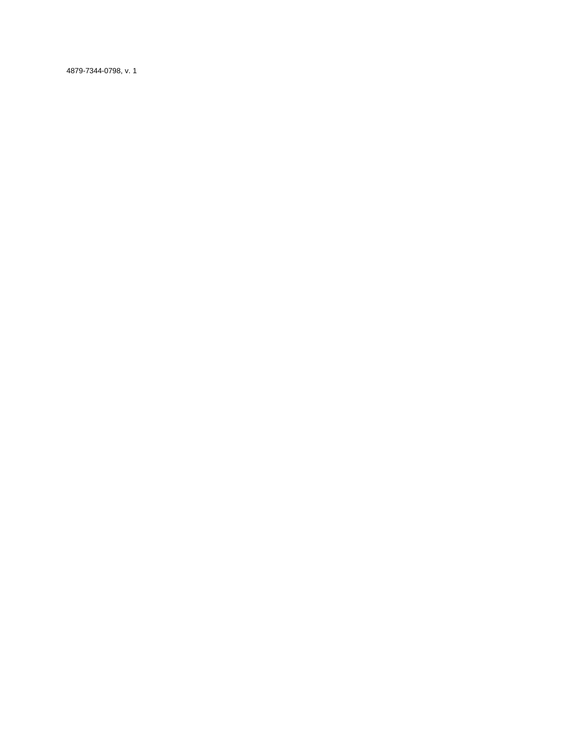4879-7344-0798, v. 1